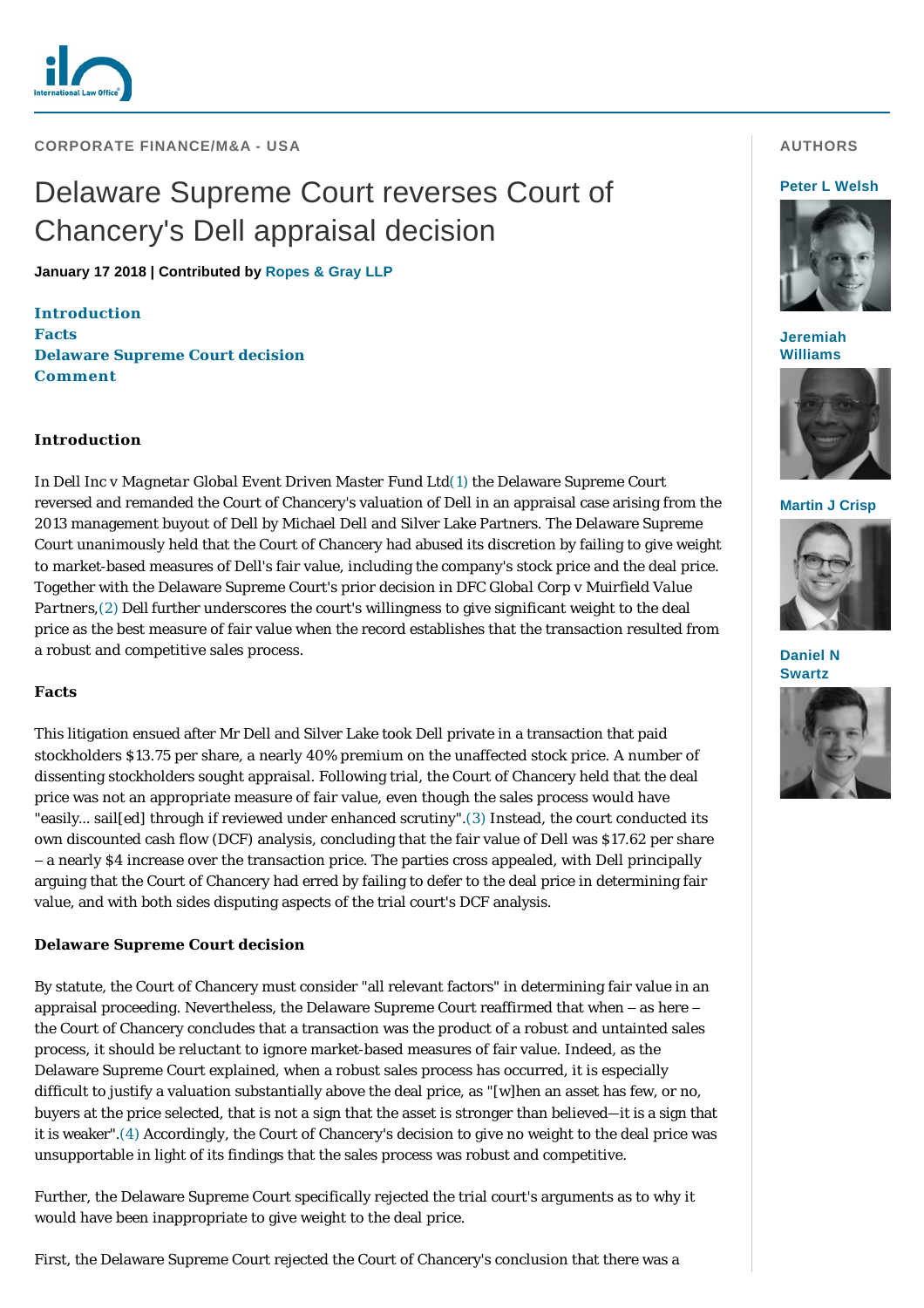CORPORATE FINANCE/M&A - USA

# Delaware Supreme Court reverses Court of Chancery's Dell appraisal decision

**January 17 2018 | Contributed by Ropes & Gray LLP**

**Introduction**
**Facts**
**Delaware Supreme Court decision**
**Comment**

AUTHORS

**Peter L Welsh**

**Jeremiah Williams**

**Martin J Crisp**

**Daniel N Swartz**

## Introduction

In *Dell Inc v Magnetar Global Event Driven Master Fund Ltd*(1) the Delaware Supreme Court reversed and remanded the Court of Chancery's valuation of Dell in an appraisal case arising from the 2013 management buyout of Dell by Michael Dell and Silver Lake Partners. The Delaware Supreme Court unanimously held that the Court of Chancery had abused its discretion by failing to give weight to market-based measures of Dell's fair value, including the company's stock price and the deal price. Together with the Delaware Supreme Court's prior decision in *DFC Global Corp v Muirfield Value Partners*,(2) *Dell* further underscores the court's willingness to give significant weight to the deal price as the best measure of fair value when the record establishes that the transaction resulted from a robust and competitive sales process.

## Facts

This litigation ensued after Mr Dell and Silver Lake took Dell private in a transaction that paid stockholders $13.75 per share, a nearly 40% premium on the unaffected stock price. A number of dissenting stockholders sought appraisal. Following trial, the Court of Chancery held that the deal price was not an appropriate measure of fair value, even though the sales process would have "easily... sail[ed] through if reviewed under enhanced scrutiny".(3) Instead, the court conducted its own discounted cash flow (DCF) analysis, concluding that the fair value of Dell was $17.62 per share – a nearly $4 increase over the transaction price. The parties cross appealed, with Dell principally arguing that the Court of Chancery had erred by failing to defer to the deal price in determining fair value, and with both sides disputing aspects of the trial court's DCF analysis.

## Delaware Supreme Court decision

By statute, the Court of Chancery must consider "all relevant factors" in determining fair value in an appraisal proceeding. Nevertheless, the Delaware Supreme Court reaffirmed that when – as here – the Court of Chancery concludes that a transaction was the product of a robust and untainted sales process, it should be reluctant to ignore market-based measures of fair value. Indeed, as the Delaware Supreme Court explained, when a robust sales process has occurred, it is especially difficult to justify a valuation substantially above the deal price, as "[w]hen an asset has few, or no, buyers at the price selected, that is not a sign that the asset is stronger than believed—it is a sign that it is weaker".(4) Accordingly, the Court of Chancery's decision to give no weight to the deal price was unsupportable in light of its findings that the sales process was robust and competitive.

Further, the Delaware Supreme Court specifically rejected the trial court's arguments as to why it would have been inappropriate to give weight to the deal price.

First, the Delaware Supreme Court rejected the Court of Chancery's conclusion that there was a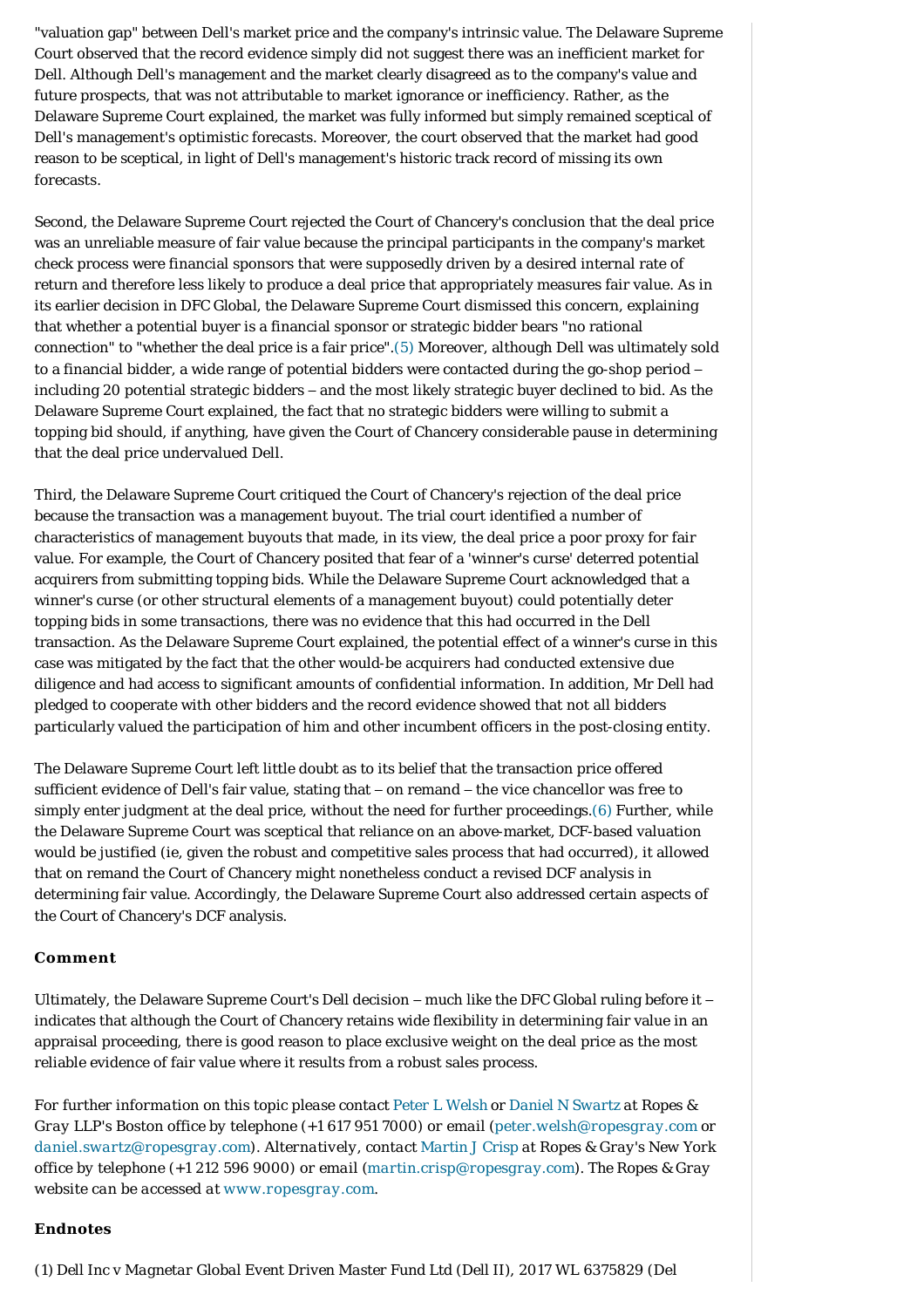"valuation gap" between Dell's market price and the company's intrinsic value. The Delaware Supreme Court observed that the record evidence simply did not suggest there was an inefficient market for Dell. Although Dell's management and the market clearly disagreed as to the company's value and future prospects, that was not attributable to market ignorance or inefficiency. Rather, as the Delaware Supreme Court explained, the market was fully informed but simply remained sceptical of Dell's management's optimistic forecasts. Moreover, the court observed that the market had good reason to be sceptical, in light of Dell's management's historic track record of missing its own forecasts.

Second, the Delaware Supreme Court rejected the Court of Chancery's conclusion that the deal price was an unreliable measure of fair value because the principal participants in the company's market check process were financial sponsors that were supposedly driven by a desired internal rate of return and therefore less likely to produce a deal price that appropriately measures fair value. As in its earlier decision in DFC Global, the Delaware Supreme Court dismissed this concern, explaining that whether a potential buyer is a financial sponsor or strategic bidder bears "no rational connection" to "whether the deal price is a fair price".(5) Moreover, although Dell was ultimately sold to a financial bidder, a wide range of potential bidders were contacted during the go-shop period – including 20 potential strategic bidders – and the most likely strategic buyer declined to bid. As the Delaware Supreme Court explained, the fact that no strategic bidders were willing to submit a topping bid should, if anything, have given the Court of Chancery considerable pause in determining that the deal price undervalued Dell.

Third, the Delaware Supreme Court critiqued the Court of Chancery's rejection of the deal price because the transaction was a management buyout. The trial court identified a number of characteristics of management buyouts that made, in its view, the deal price a poor proxy for fair value. For example, the Court of Chancery posited that fear of a 'winner's curse' deterred potential acquirers from submitting topping bids. While the Delaware Supreme Court acknowledged that a winner's curse (or other structural elements of a management buyout) could potentially deter topping bids in some transactions, there was no evidence that this had occurred in the Dell transaction. As the Delaware Supreme Court explained, the potential effect of a winner's curse in this case was mitigated by the fact that the other would-be acquirers had conducted extensive due diligence and had access to significant amounts of confidential information. In addition, Mr Dell had pledged to cooperate with other bidders and the record evidence showed that not all bidders particularly valued the participation of him and other incumbent officers in the post-closing entity.

The Delaware Supreme Court left little doubt as to its belief that the transaction price offered sufficient evidence of Dell's fair value, stating that – on remand – the vice chancellor was free to simply enter judgment at the deal price, without the need for further proceedings.(6) Further, while the Delaware Supreme Court was sceptical that reliance on an above-market, DCF-based valuation would be justified (ie, given the robust and competitive sales process that had occurred), it allowed that on remand the Court of Chancery might nonetheless conduct a revised DCF analysis in determining fair value. Accordingly, the Delaware Supreme Court also addressed certain aspects of the Court of Chancery's DCF analysis.

## Comment

Ultimately, the Delaware Supreme Court's Dell decision – much like the DFC Global ruling before it – indicates that although the Court of Chancery retains wide flexibility in determining fair value in an appraisal proceeding, there is good reason to place exclusive weight on the deal price as the most reliable evidence of fair value where it results from a robust sales process.

*For further information on this topic please contact* Peter L Welsh *or* Daniel N Swartz *at Ropes & Gray LLP's Boston office by telephone (+1 617 951 7000) or email (*peter.welsh@ropesgray.com *or* daniel.swartz@ropesgray.com*). Alternatively, contact* Martin J Crisp *at Ropes & Gray's New York office by telephone (+1 212 596 9000) or email (*martin.crisp@ropesgray.com*). The Ropes & Gray website can be accessed at* www.ropesgray.com.

## Endnotes

(1) *Dell Inc v Magnetar Global Event Driven Master Fund Ltd* (*Dell II*), 2017 WL 6375829 (Del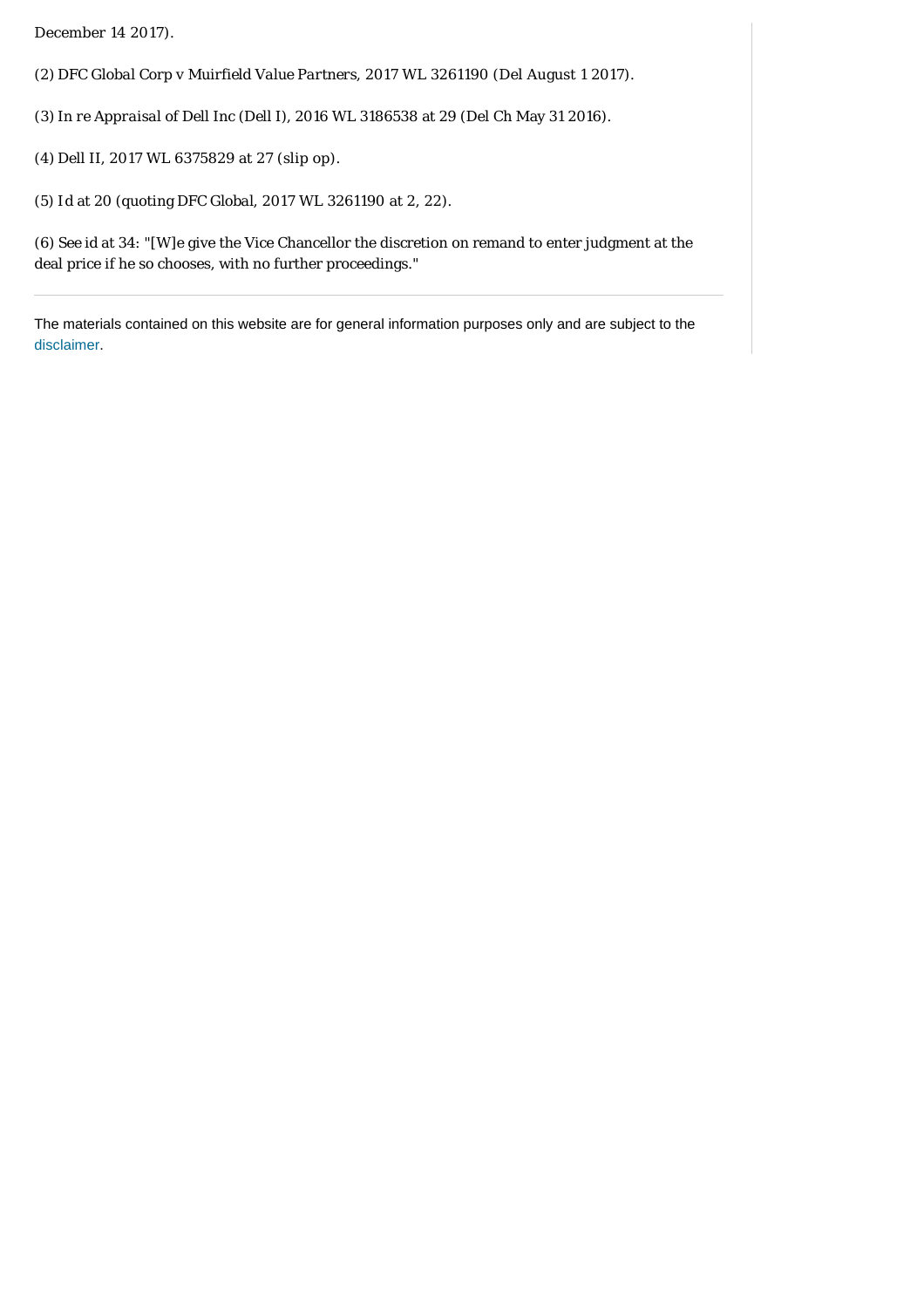December 14 2017).

(2) *DFC Global Corp v Muirfield Value Partners*, 2017 WL 3261190 (Del August 1 2017).

(3) *In re Appraisal of Dell Inc* (*Dell I*), 2016 WL 3186538 at 29 (Del Ch May 31 2016).

(4) *Dell II*, 2017 WL 6375829 at 27 (slip op).

(5) *Id* at 20 (quoting *DFC Global*, 2017 WL 3261190 at 2, 22).

(6) *See id* at 34: "[W]e give the Vice Chancellor the discretion on remand to enter judgment at the deal price if he so chooses, with no further proceedings."

---

The materials contained on this website are for general information purposes only and are subject to the disclaimer.